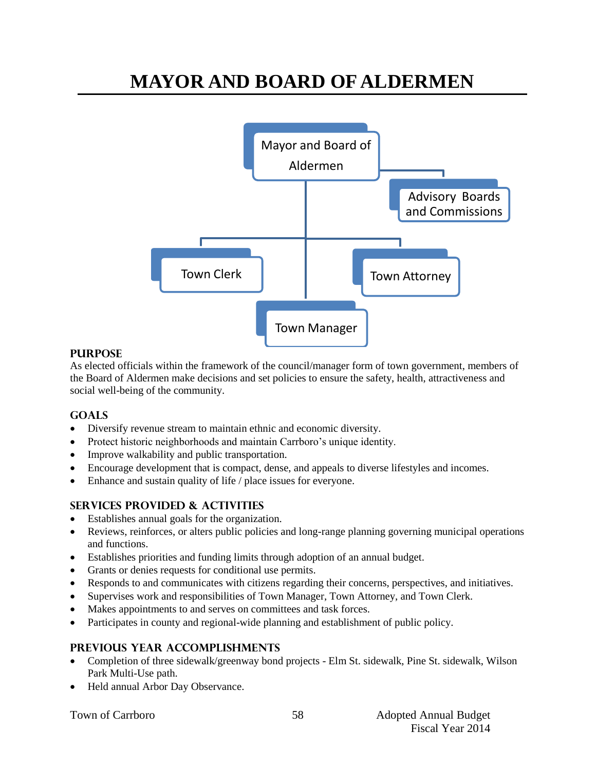# MAYOR AND BOARD OF ALDERMEN

- Mayor and Board of Aldermen
  - Advisory Boards and Commissions
  - Town Clerk
  - Town Attorney
  - Town Manager

## PURPOSE

As elected officials within the framework of the council/manager form of town government, members of the Board of Aldermen make decisions and set policies to ensure the safety, health, attractiveness and social well-being of the community.

## GOALS

- Diversify revenue stream to maintain ethnic and economic diversity.
- Protect historic neighborhoods and maintain Carrboro's unique identity.
- Improve walkability and public transportation.
- Encourage development that is compact, dense, and appeals to diverse lifestyles and incomes.
- Enhance and sustain quality of life / place issues for everyone.

## SERVICES PROVIDED & ACTIVITIES

- Establishes annual goals for the organization.
- Reviews, reinforces, or alters public policies and long-range planning governing municipal operations and functions.
- Establishes priorities and funding limits through adoption of an annual budget.
- Grants or denies requests for conditional use permits.
- Responds to and communicates with citizens regarding their concerns, perspectives, and initiatives.
- Supervises work and responsibilities of Town Manager, Town Attorney, and Town Clerk.
- Makes appointments to and serves on committees and task forces.
- Participates in county and regional-wide planning and establishment of public policy.

## PREVIOUS YEAR ACCOMPLISHMENTS

- Completion of three sidewalk/greenway bond projects - Elm St. sidewalk, Pine St. sidewalk, Wilson Park Multi-Use path.
- Held annual Arbor Day Observance.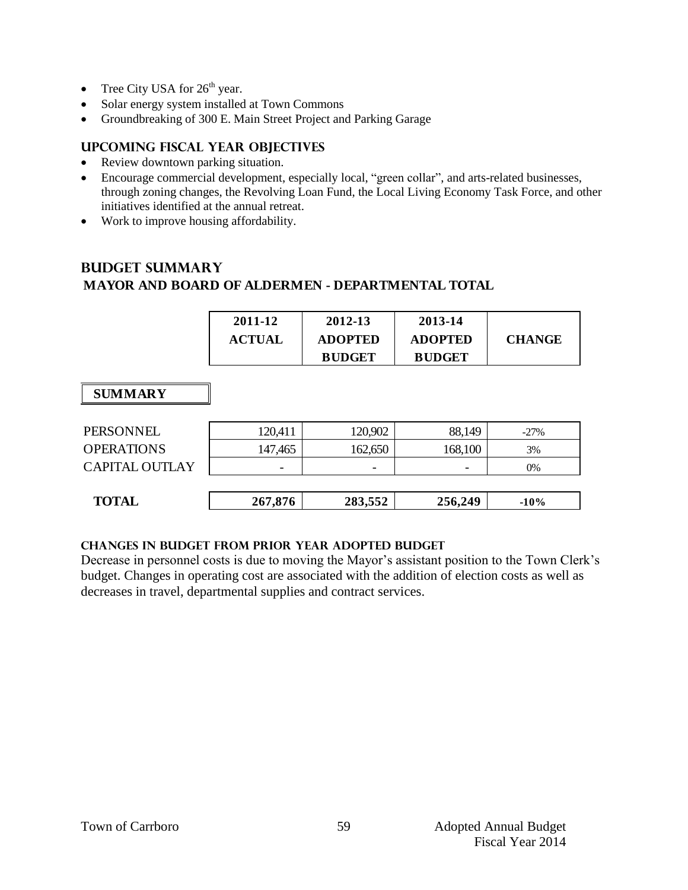- Tree City USA for 26th year.
- Solar energy system installed at Town Commons
- Groundbreaking of 300 E. Main Street Project and Parking Garage

### UPCOMING FISCAL YEAR OBJECTIVES

- Review downtown parking situation.
- Encourage commercial development, especially local, "green collar", and arts-related businesses, through zoning changes, the Revolving Loan Fund, the Local Living Economy Task Force, and other initiatives identified at the annual retreat.
- Work to improve housing affordability.

## BUDGET SUMMARY

### MAYOR AND BOARD OF ALDERMEN - DEPARTMENTAL TOTAL

| SUMMARY | 2011-12 ACTUAL | 2012-13 ADOPTED BUDGET | 2013-14 ADOPTED BUDGET | CHANGE |
|---|---|---|---|---|
| PERSONNEL | 120,411 | 120,902 | 88,149 | -27% |
| OPERATIONS | 147,465 | 162,650 | 168,100 | 3% |
| CAPITAL OUTLAY | - | - | - | 0% |
| **TOTAL** | **267,876** | **283,552** | **256,249** | **-10%** |

#### CHANGES IN BUDGET FROM PRIOR YEAR ADOPTED BUDGET

Decrease in personnel costs is due to moving the Mayor's assistant position to the Town Clerk's budget. Changes in operating cost are associated with the addition of election costs as well as decreases in travel, departmental supplies and contract services.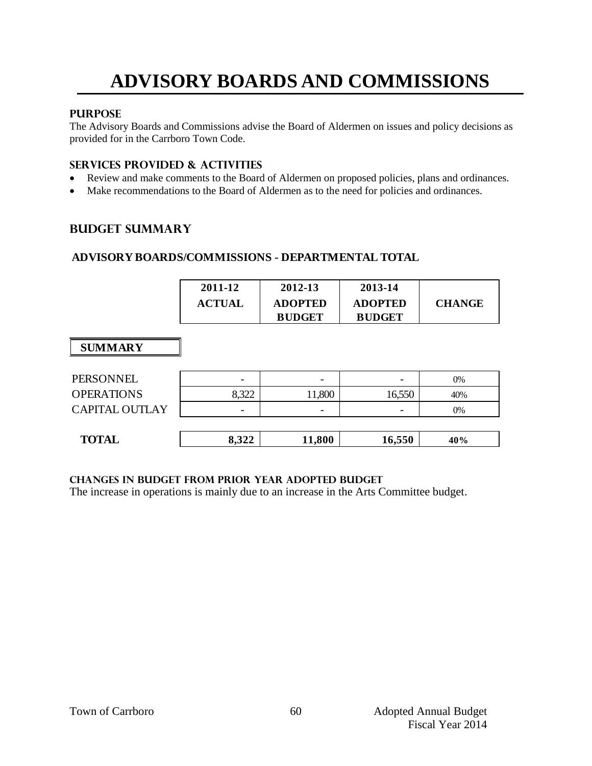# ADVISORY BOARDS AND COMMISSIONS

### PURPOSE

The Advisory Boards and Commissions advise the Board of Aldermen on issues and policy decisions as provided for in the Carrboro Town Code.

### SERVICES PROVIDED & ACTIVITIES

- Review and make comments to the Board of Aldermen on proposed policies, plans and ordinances.
- Make recommendations to the Board of Aldermen as to the need for policies and ordinances.

## BUDGET SUMMARY

### ADVISORY BOARDS/COMMISSIONS - DEPARTMENTAL TOTAL

| | 2011-12 ACTUAL | 2012-13 ADOPTED BUDGET | 2013-14 ADOPTED BUDGET | CHANGE |
|---|---|---|---|---|
| **SUMMARY** | | | | |
| PERSONNEL | - | - | - | 0% |
| OPERATIONS | 8,322 | 11,800 | 16,550 | 40% |
| CAPITAL OUTLAY | - | - | - | 0% |
| **TOTAL** | **8,322** | **11,800** | **16,550** | **40%** |

### CHANGES IN BUDGET FROM PRIOR YEAR ADOPTED BUDGET

The increase in operations is mainly due to an increase in the Arts Committee budget.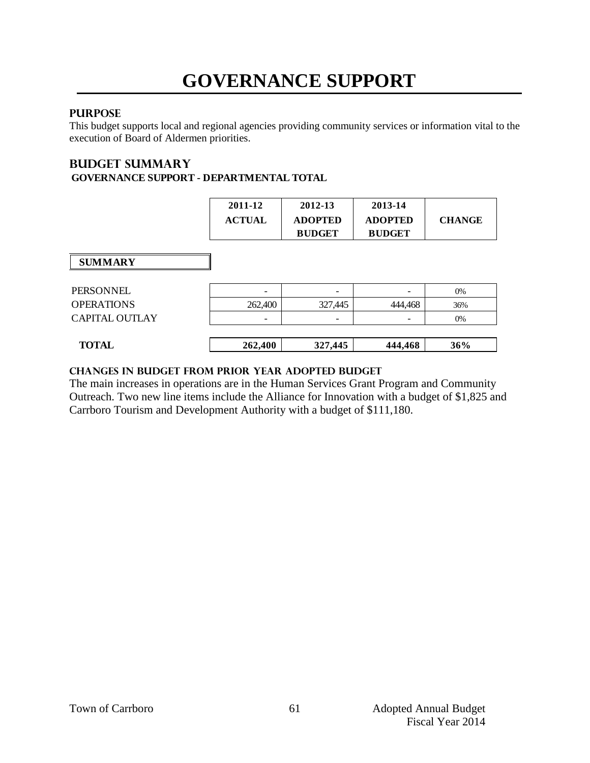# GOVERNANCE SUPPORT

## PURPOSE

This budget supports local and regional agencies providing community services or information vital to the execution of Board of Aldermen priorities.

## BUDGET SUMMARY

### GOVERNANCE SUPPORT - DEPARTMENTAL TOTAL

| | 2011-12 ACTUAL | 2012-13 ADOPTED BUDGET | 2013-14 ADOPTED BUDGET | CHANGE |
|---|---|---|---|---|
| **SUMMARY** | | | | |
| PERSONNEL | - | - | - | 0% |
| OPERATIONS | 262,400 | 327,445 | 444,468 | 36% |
| CAPITAL OUTLAY | - | - | - | 0% |
| **TOTAL** | **262,400** | **327,445** | **444,468** | **36%** |

### CHANGES IN BUDGET FROM PRIOR YEAR ADOPTED BUDGET

The main increases in operations are in the Human Services Grant Program and Community Outreach. Two new line items include the Alliance for Innovation with a budget of $1,825 and Carrboro Tourism and Development Authority with a budget of $111,180.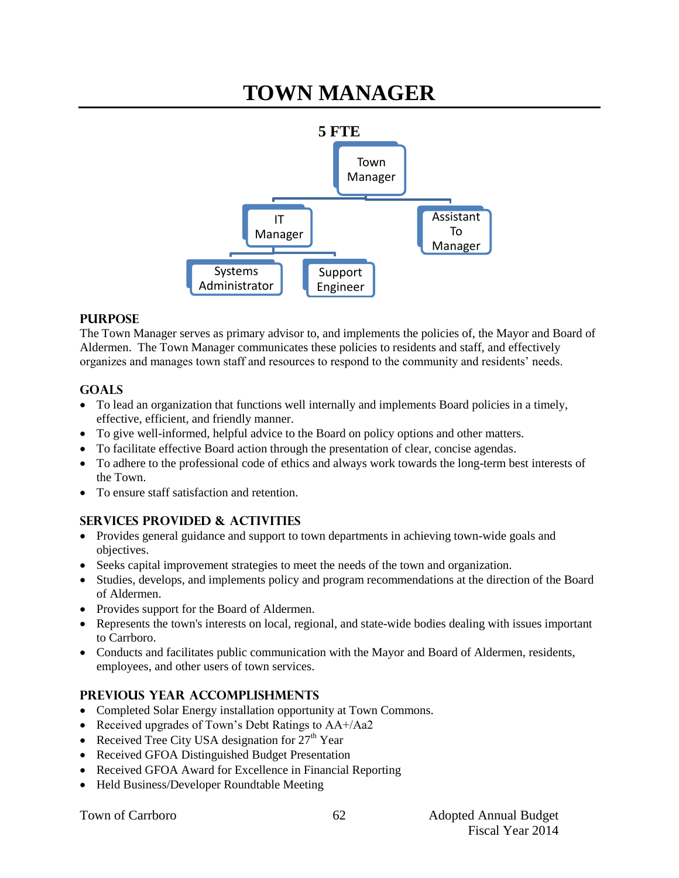# TOWN MANAGER

**5 FTE**

- Town Manager
  - IT Manager
    - Systems Administrator
    - Support Engineer
  - Assistant To Manager

## PURPOSE

The Town Manager serves as primary advisor to, and implements the policies of, the Mayor and Board of Aldermen. The Town Manager communicates these policies to residents and staff, and effectively organizes and manages town staff and resources to respond to the community and residents' needs.

## GOALS

- To lead an organization that functions well internally and implements Board policies in a timely, effective, efficient, and friendly manner.
- To give well-informed, helpful advice to the Board on policy options and other matters.
- To facilitate effective Board action through the presentation of clear, concise agendas.
- To adhere to the professional code of ethics and always work towards the long-term best interests of the Town.
- To ensure staff satisfaction and retention.

## SERVICES PROVIDED & ACTIVITIES

- Provides general guidance and support to town departments in achieving town-wide goals and objectives.
- Seeks capital improvement strategies to meet the needs of the town and organization.
- Studies, develops, and implements policy and program recommendations at the direction of the Board of Aldermen.
- Provides support for the Board of Aldermen.
- Represents the town's interests on local, regional, and state-wide bodies dealing with issues important to Carrboro.
- Conducts and facilitates public communication with the Mayor and Board of Aldermen, residents, employees, and other users of town services.

## PREVIOUS YEAR ACCOMPLISHMENTS

- Completed Solar Energy installation opportunity at Town Commons.
- Received upgrades of Town's Debt Ratings to AA+/Aa2
- Received Tree City USA designation for 27th Year
- Received GFOA Distinguished Budget Presentation
- Received GFOA Award for Excellence in Financial Reporting
- Held Business/Developer Roundtable Meeting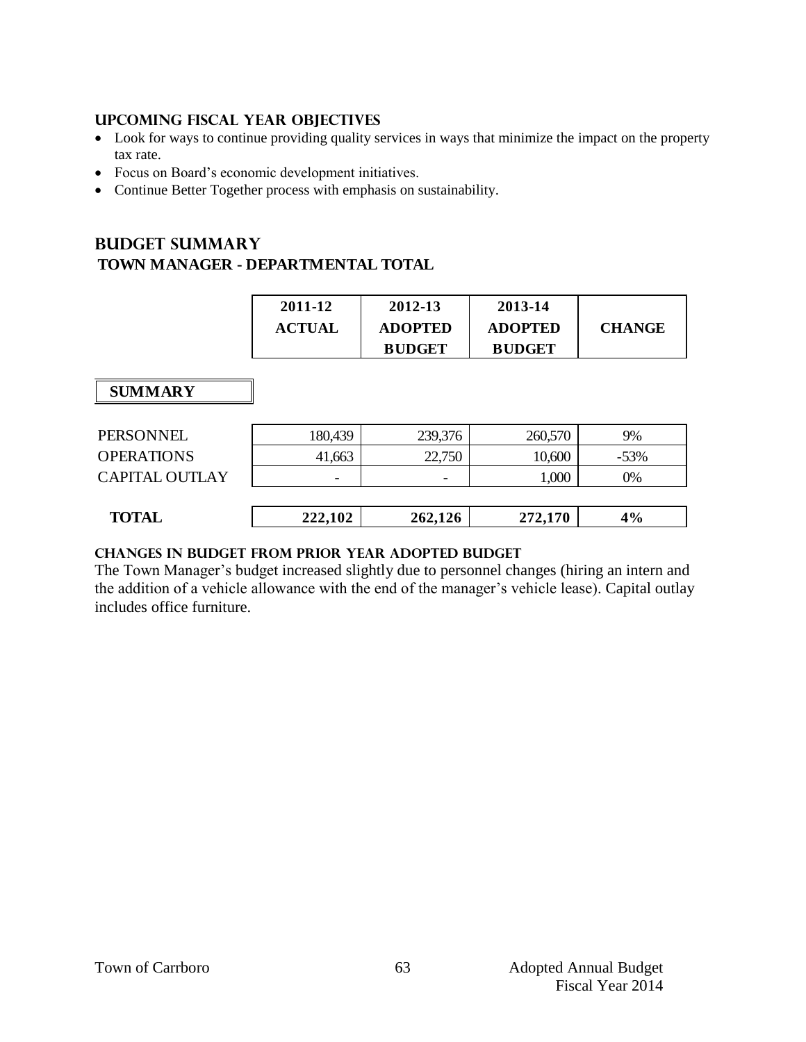### UPCOMING FISCAL YEAR OBJECTIVES

- Look for ways to continue providing quality services in ways that minimize the impact on the property tax rate.
- Focus on Board's economic development initiatives.
- Continue Better Together process with emphasis on sustainability.

## BUDGET SUMMARY

### TOWN MANAGER - DEPARTMENTAL TOTAL

| | 2011-12 ACTUAL | 2012-13 ADOPTED BUDGET | 2013-14 ADOPTED BUDGET | CHANGE |
|---|---|---|---|---|
| **SUMMARY** | | | | |
| PERSONNEL | 180,439 | 239,376 | 260,570 | 9% |
| OPERATIONS | 41,663 | 22,750 | 10,600 | -53% |
| CAPITAL OUTLAY | - | - | 1,000 | 0% |
| **TOTAL** | **222,102** | **262,126** | **272,170** | **4%** |

### CHANGES IN BUDGET FROM PRIOR YEAR ADOPTED BUDGET

The Town Manager's budget increased slightly due to personnel changes (hiring an intern and the addition of a vehicle allowance with the end of the manager's vehicle lease). Capital outlay includes office furniture.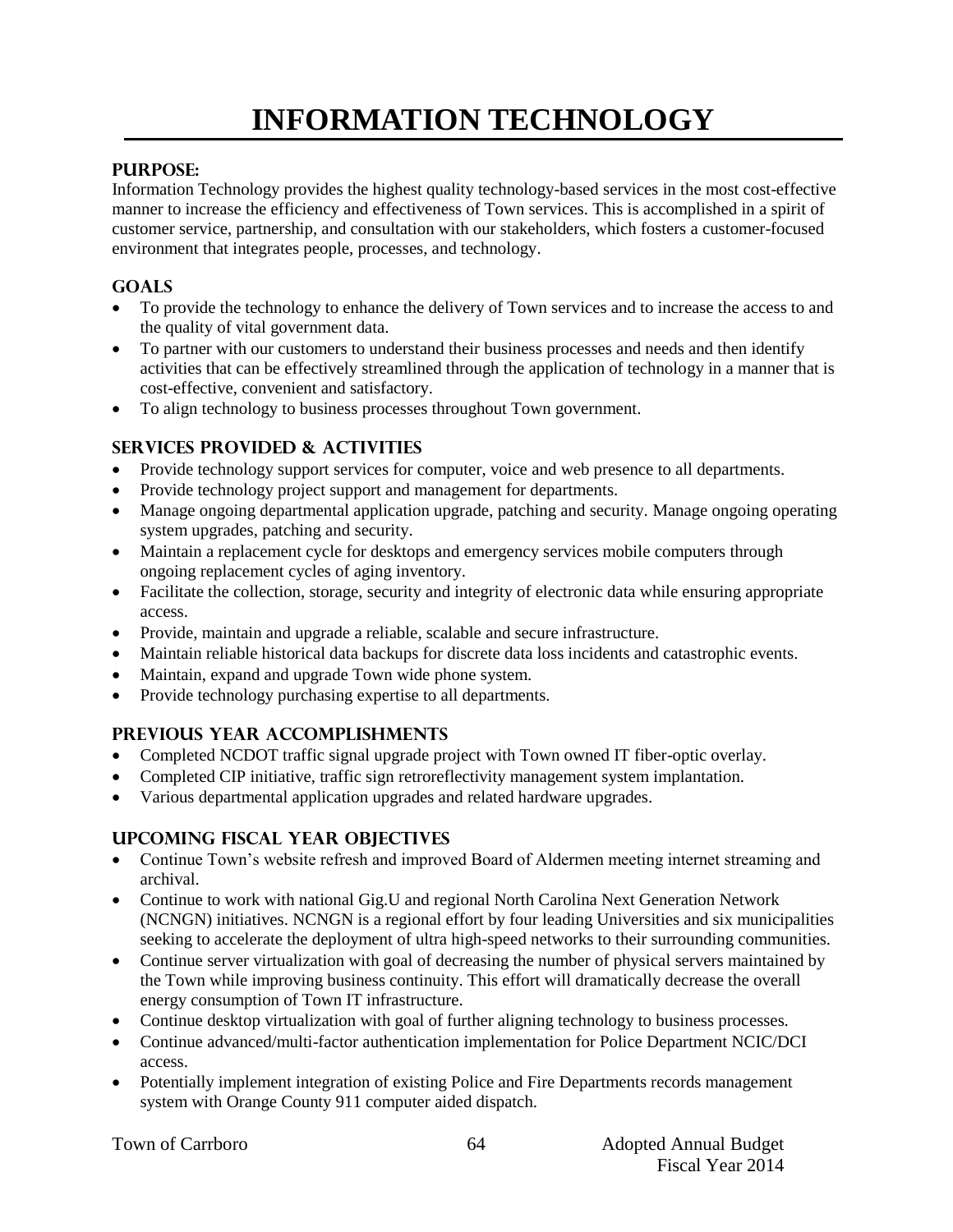# INFORMATION TECHNOLOGY

## PURPOSE:

Information Technology provides the highest quality technology-based services in the most cost-effective manner to increase the efficiency and effectiveness of Town services. This is accomplished in a spirit of customer service, partnership, and consultation with our stakeholders, which fosters a customer-focused environment that integrates people, processes, and technology.

## GOALS

- To provide the technology to enhance the delivery of Town services and to increase the access to and the quality of vital government data.
- To partner with our customers to understand their business processes and needs and then identify activities that can be effectively streamlined through the application of technology in a manner that is cost-effective, convenient and satisfactory.
- To align technology to business processes throughout Town government.

## SERVICES PROVIDED & ACTIVITIES

- Provide technology support services for computer, voice and web presence to all departments.
- Provide technology project support and management for departments.
- Manage ongoing departmental application upgrade, patching and security. Manage ongoing operating system upgrades, patching and security.
- Maintain a replacement cycle for desktops and emergency services mobile computers through ongoing replacement cycles of aging inventory.
- Facilitate the collection, storage, security and integrity of electronic data while ensuring appropriate access.
- Provide, maintain and upgrade a reliable, scalable and secure infrastructure.
- Maintain reliable historical data backups for discrete data loss incidents and catastrophic events.
- Maintain, expand and upgrade Town wide phone system.
- Provide technology purchasing expertise to all departments.

## PREVIOUS YEAR ACCOMPLISHMENTS

- Completed NCDOT traffic signal upgrade project with Town owned IT fiber-optic overlay.
- Completed CIP initiative, traffic sign retroreflectivity management system implantation.
- Various departmental application upgrades and related hardware upgrades.

## UPCOMING FISCAL YEAR OBJECTIVES

- Continue Town's website refresh and improved Board of Aldermen meeting internet streaming and archival.
- Continue to work with national Gig.U and regional North Carolina Next Generation Network (NCNGN) initiatives. NCNGN is a regional effort by four leading Universities and six municipalities seeking to accelerate the deployment of ultra high-speed networks to their surrounding communities.
- Continue server virtualization with goal of decreasing the number of physical servers maintained by the Town while improving business continuity. This effort will dramatically decrease the overall energy consumption of Town IT infrastructure.
- Continue desktop virtualization with goal of further aligning technology to business processes.
- Continue advanced/multi-factor authentication implementation for Police Department NCIC/DCI access.
- Potentially implement integration of existing Police and Fire Departments records management system with Orange County 911 computer aided dispatch.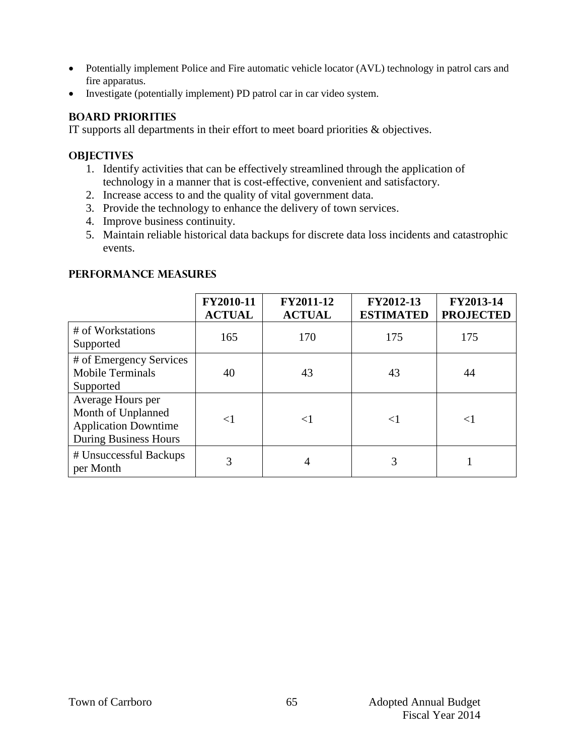- Potentially implement Police and Fire automatic vehicle locator (AVL) technology in patrol cars and fire apparatus.
- Investigate (potentially implement) PD patrol car in car video system.

## BOARD PRIORITIES

IT supports all departments in their effort to meet board priorities & objectives.

## OBJECTIVES

1. Identify activities that can be effectively streamlined through the application of technology in a manner that is cost-effective, convenient and satisfactory.
2. Increase access to and the quality of vital government data.
3. Provide the technology to enhance the delivery of town services.
4. Improve business continuity.
5. Maintain reliable historical data backups for discrete data loss incidents and catastrophic events.

## PERFORMANCE MEASURES

| | FY2010-11 ACTUAL | FY2011-12 ACTUAL | FY2012-13 ESTIMATED | FY2013-14 PROJECTED |
|---|---|---|---|---|
| # of Workstations Supported | 165 | 170 | 175 | 175 |
| # of Emergency Services Mobile Terminals Supported | 40 | 43 | 43 | 44 |
| Average Hours per Month of Unplanned Application Downtime During Business Hours | <1 | <1 | <1 | <1 |
| # Unsuccessful Backups per Month | 3 | 4 | 3 | 1 |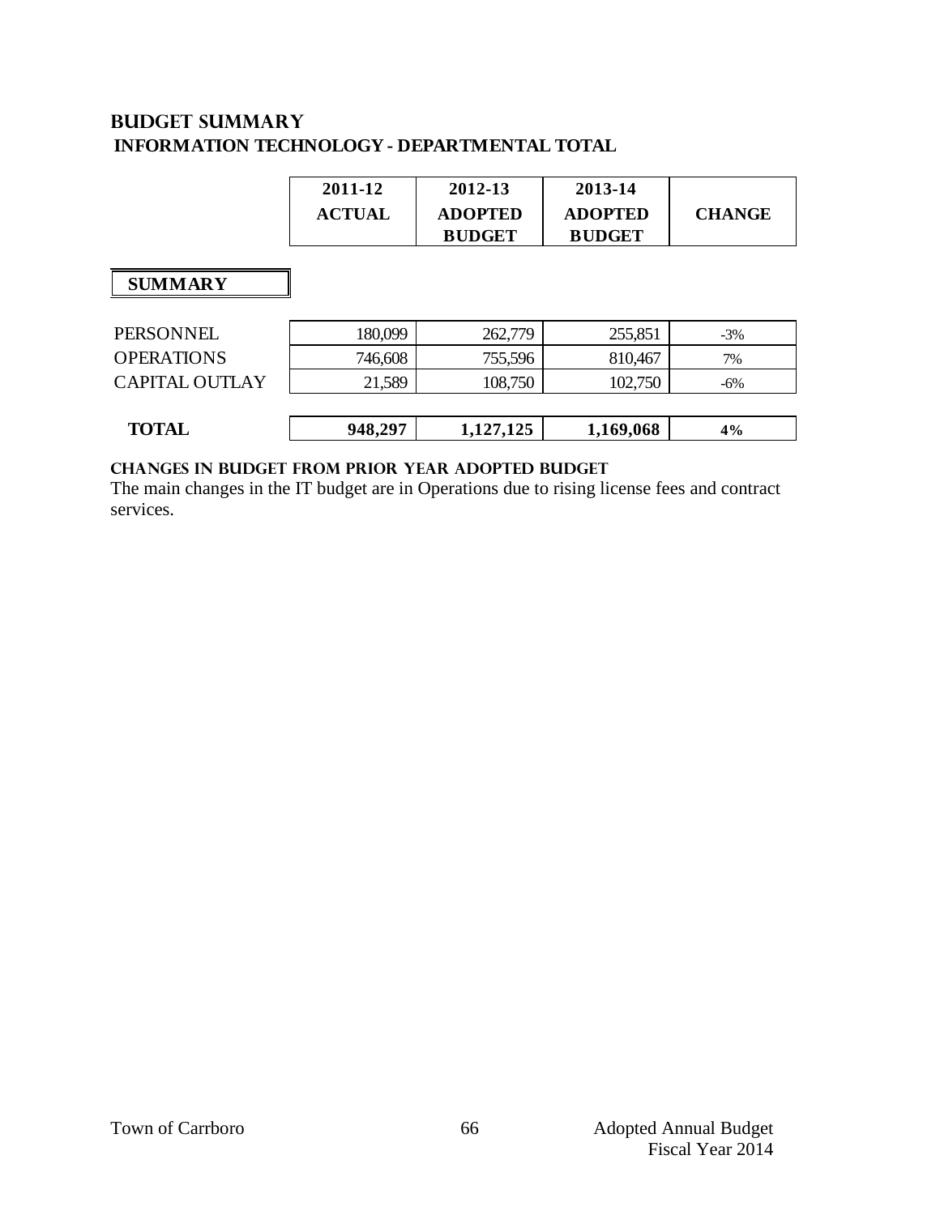## BUDGET SUMMARY

### INFORMATION TECHNOLOGY - DEPARTMENTAL TOTAL

| | 2011-12 ACTUAL | 2012-13 ADOPTED BUDGET | 2013-14 ADOPTED BUDGET | CHANGE |
|---|---|---|---|---|
| **SUMMARY** | | | | |
| PERSONNEL | 180,099 | 262,779 | 255,851 | -3% |
| OPERATIONS | 746,608 | 755,596 | 810,467 | 7% |
| CAPITAL OUTLAY | 21,589 | 108,750 | 102,750 | -6% |
| **TOTAL** | **948,297** | **1,127,125** | **1,169,068** | **4%** |

**CHANGES IN BUDGET FROM PRIOR YEAR ADOPTED BUDGET**

The main changes in the IT budget are in Operations due to rising license fees and contract services.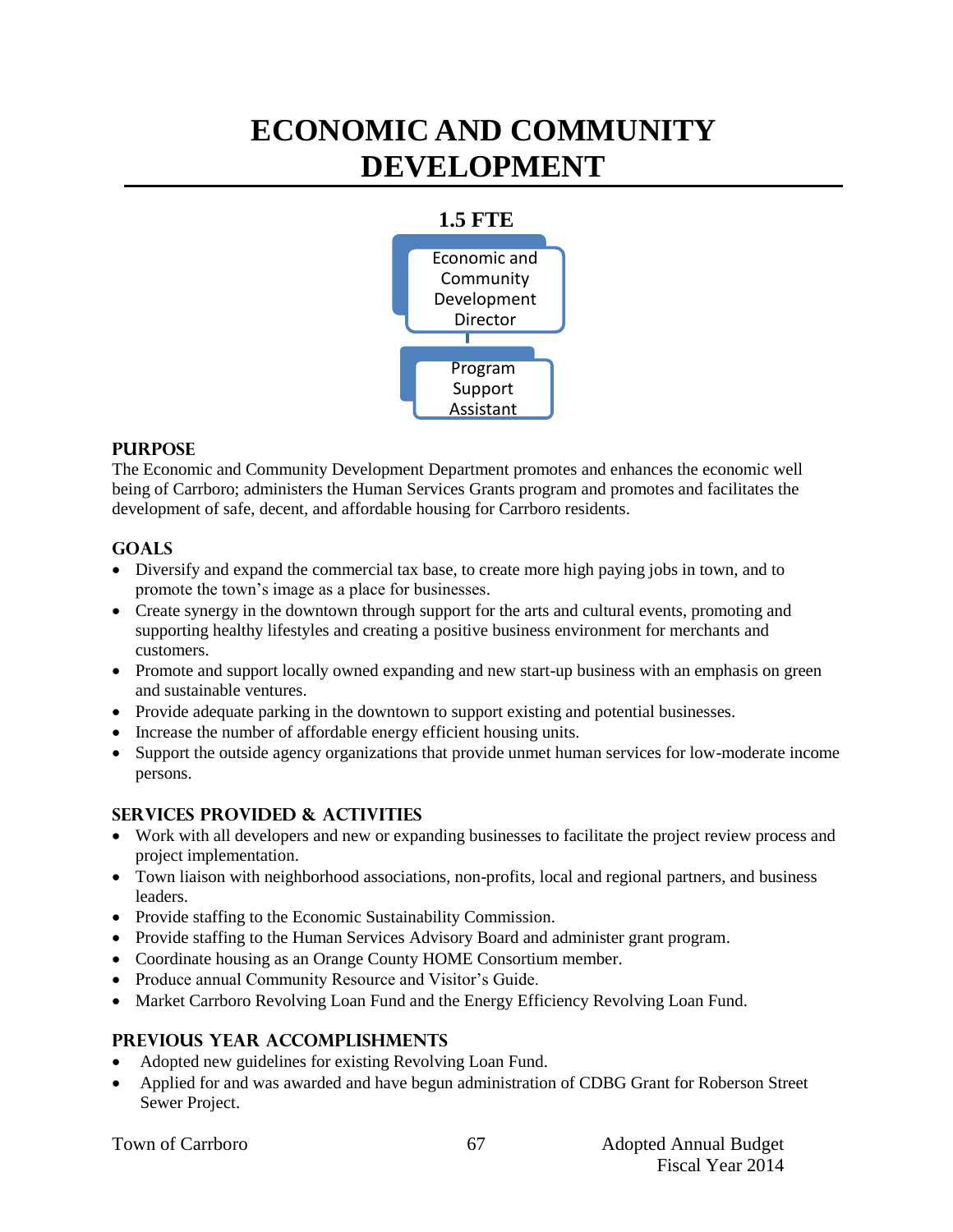# ECONOMIC AND COMMUNITY DEVELOPMENT

**1.5 FTE**

Economic and Community Development Director

Program Support Assistant

## PURPOSE

The Economic and Community Development Department promotes and enhances the economic well being of Carrboro; administers the Human Services Grants program and promotes and facilitates the development of safe, decent, and affordable housing for Carrboro residents.

## GOALS

- Diversify and expand the commercial tax base, to create more high paying jobs in town, and to promote the town's image as a place for businesses.
- Create synergy in the downtown through support for the arts and cultural events, promoting and supporting healthy lifestyles and creating a positive business environment for merchants and customers.
- Promote and support locally owned expanding and new start-up business with an emphasis on green and sustainable ventures.
- Provide adequate parking in the downtown to support existing and potential businesses.
- Increase the number of affordable energy efficient housing units.
- Support the outside agency organizations that provide unmet human services for low-moderate income persons.

## SERVICES PROVIDED & ACTIVITIES

- Work with all developers and new or expanding businesses to facilitate the project review process and project implementation.
- Town liaison with neighborhood associations, non-profits, local and regional partners, and business leaders.
- Provide staffing to the Economic Sustainability Commission.
- Provide staffing to the Human Services Advisory Board and administer grant program.
- Coordinate housing as an Orange County HOME Consortium member.
- Produce annual Community Resource and Visitor's Guide.
- Market Carrboro Revolving Loan Fund and the Energy Efficiency Revolving Loan Fund.

## PREVIOUS YEAR ACCOMPLISHMENTS

- Adopted new guidelines for existing Revolving Loan Fund.
- Applied for and was awarded and have begun administration of CDBG Grant for Roberson Street Sewer Project.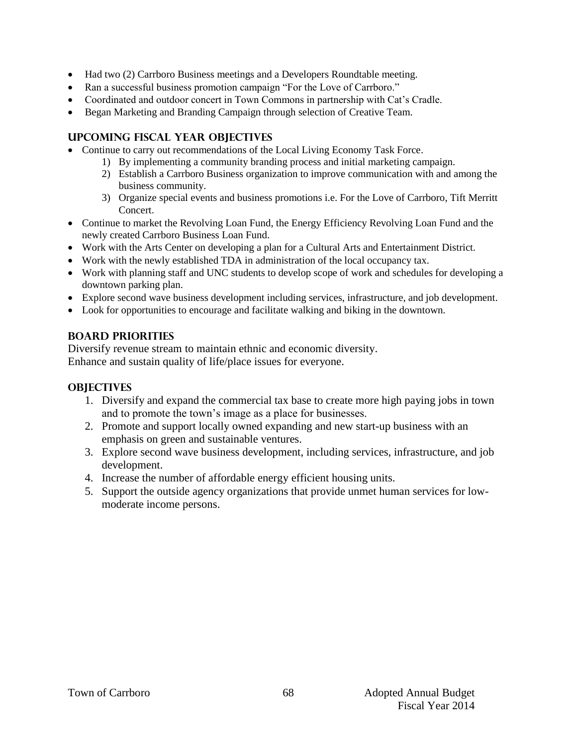- Had two (2) Carrboro Business meetings and a Developers Roundtable meeting.
- Ran a successful business promotion campaign "For the Love of Carrboro."
- Coordinated and outdoor concert in Town Commons in partnership with Cat's Cradle.
- Began Marketing and Branding Campaign through selection of Creative Team.

## UPCOMING FISCAL YEAR OBJECTIVES

- Continue to carry out recommendations of the Local Living Economy Task Force.
    1) By implementing a community branding process and initial marketing campaign.
    2) Establish a Carrboro Business organization to improve communication with and among the business community.
    3) Organize special events and business promotions i.e. For the Love of Carrboro, Tift Merritt Concert.
- Continue to market the Revolving Loan Fund, the Energy Efficiency Revolving Loan Fund and the newly created Carrboro Business Loan Fund.
- Work with the Arts Center on developing a plan for a Cultural Arts and Entertainment District.
- Work with the newly established TDA in administration of the local occupancy tax.
- Work with planning staff and UNC students to develop scope of work and schedules for developing a downtown parking plan.
- Explore second wave business development including services, infrastructure, and job development.
- Look for opportunities to encourage and facilitate walking and biking in the downtown.

## BOARD PRIORITIES

Diversify revenue stream to maintain ethnic and economic diversity.
Enhance and sustain quality of life/place issues for everyone.

## OBJECTIVES

1. Diversify and expand the commercial tax base to create more high paying jobs in town and to promote the town's image as a place for businesses.
2. Promote and support locally owned expanding and new start-up business with an emphasis on green and sustainable ventures.
3. Explore second wave business development, including services, infrastructure, and job development.
4. Increase the number of affordable energy efficient housing units.
5. Support the outside agency organizations that provide unmet human services for low-moderate income persons.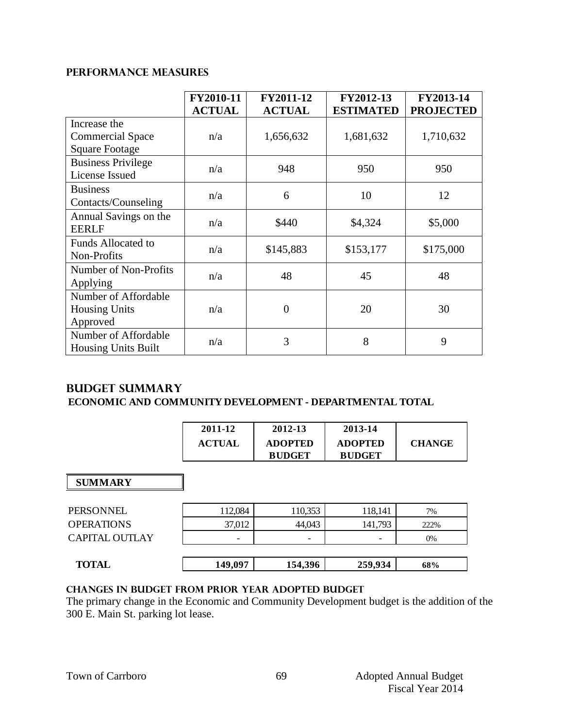## PERFORMANCE MEASURES

| | FY2010-11 ACTUAL | FY2011-12 ACTUAL | FY2012-13 ESTIMATED | FY2013-14 PROJECTED |
|---|---|---|---|---|
| Increase the Commercial Space Square Footage | n/a | 1,656,632 | 1,681,632 | 1,710,632 |
| Business Privilege License Issued | n/a | 948 | 950 | 950 |
| Business Contacts/Counseling | n/a | 6 | 10 | 12 |
| Annual Savings on the EERLF | n/a | \$440 | \$4,324 | \$5,000 |
| Funds Allocated to Non-Profits | n/a | \$145,883 | \$153,177 | \$175,000 |
| Number of Non-Profits Applying | n/a | 48 | 45 | 48 |
| Number of Affordable Housing Units Approved | n/a | 0 | 20 | 30 |
| Number of Affordable Housing Units Built | n/a | 3 | 8 | 9 |

## BUDGET SUMMARY

### ECONOMIC AND COMMUNITY DEVELOPMENT - DEPARTMENTAL TOTAL

| SUMMARY | 2011-12 ACTUAL | 2012-13 ADOPTED BUDGET | 2013-14 ADOPTED BUDGET | CHANGE |
|---|---|---|---|---|
| PERSONNEL | 112,084 | 110,353 | 118,141 | 7% |
| OPERATIONS | 37,012 | 44,043 | 141,793 | 222% |
| CAPITAL OUTLAY | - | - | - | 0% |
| **TOTAL** | **149,097** | **154,396** | **259,934** | **68%** |

### CHANGES IN BUDGET FROM PRIOR YEAR ADOPTED BUDGET

The primary change in the Economic and Community Development budget is the addition of the 300 E. Main St. parking lot lease.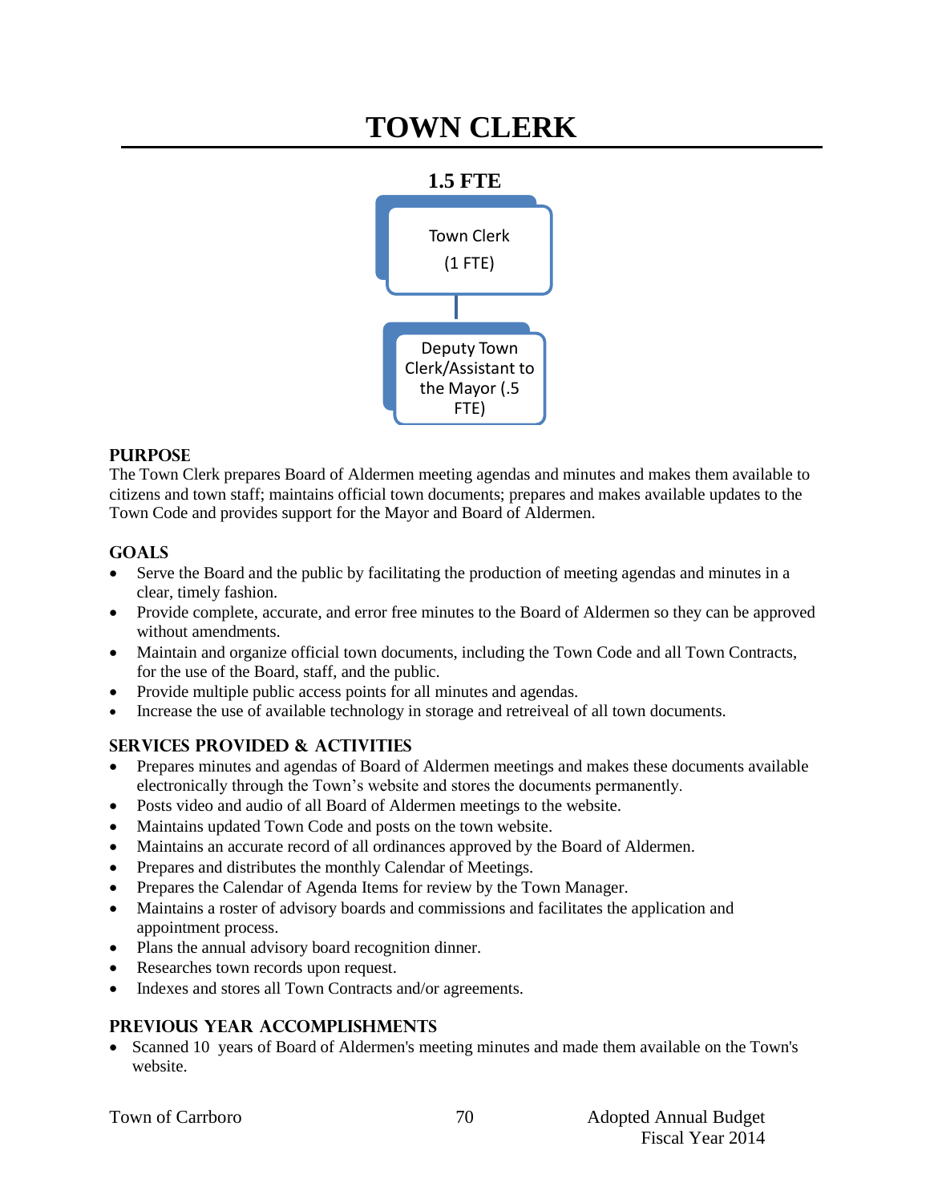# TOWN CLERK

**1.5 FTE**

Town Clerk
(1 FTE)

Deputy Town Clerk/Assistant to the Mayor (.5 FTE)

## PURPOSE

The Town Clerk prepares Board of Aldermen meeting agendas and minutes and makes them available to citizens and town staff; maintains official town documents; prepares and makes available updates to the Town Code and provides support for the Mayor and Board of Aldermen.

## GOALS

- Serve the Board and the public by facilitating the production of meeting agendas and minutes in a clear, timely fashion.
- Provide complete, accurate, and error free minutes to the Board of Aldermen so they can be approved without amendments.
- Maintain and organize official town documents, including the Town Code and all Town Contracts, for the use of the Board, staff, and the public.
- Provide multiple public access points for all minutes and agendas.
- Increase the use of available technology in storage and retreiveal of all town documents.

## SERVICES PROVIDED & ACTIVITIES

- Prepares minutes and agendas of Board of Aldermen meetings and makes these documents available electronically through the Town's website and stores the documents permanently.
- Posts video and audio of all Board of Aldermen meetings to the website.
- Maintains updated Town Code and posts on the town website.
- Maintains an accurate record of all ordinances approved by the Board of Aldermen.
- Prepares and distributes the monthly Calendar of Meetings.
- Prepares the Calendar of Agenda Items for review by the Town Manager.
- Maintains a roster of advisory boards and commissions and facilitates the application and appointment process.
- Plans the annual advisory board recognition dinner.
- Researches town records upon request.
- Indexes and stores all Town Contracts and/or agreements.

## PREVIOUS YEAR ACCOMPLISHMENTS

- Scanned 10 years of Board of Aldermen's meeting minutes and made them available on the Town's website.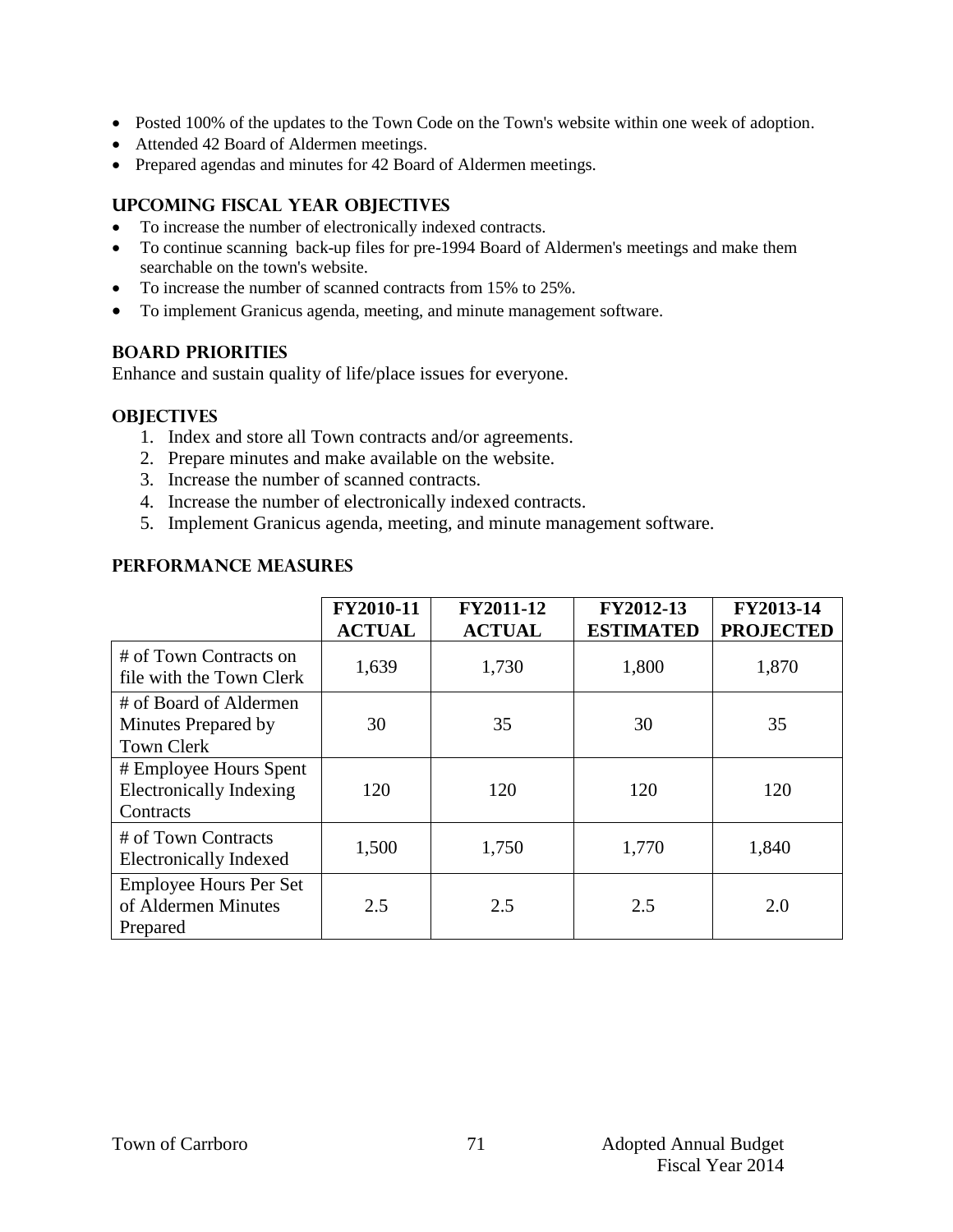- Posted 100% of the updates to the Town Code on the Town's website within one week of adoption.
- Attended 42 Board of Aldermen meetings.
- Prepared agendas and minutes for 42 Board of Aldermen meetings.

## UPCOMING FISCAL YEAR OBJECTIVES

- To increase the number of electronically indexed contracts.
- To continue scanning back-up files for pre-1994 Board of Aldermen's meetings and make them searchable on the town's website.
- To increase the number of scanned contracts from 15% to 25%.
- To implement Granicus agenda, meeting, and minute management software.

## BOARD PRIORITIES

Enhance and sustain quality of life/place issues for everyone.

## OBJECTIVES

1. Index and store all Town contracts and/or agreements.
2. Prepare minutes and make available on the website.
3. Increase the number of scanned contracts.
4. Increase the number of electronically indexed contracts.
5. Implement Granicus agenda, meeting, and minute management software.

## PERFORMANCE MEASURES

| | FY2010-11 ACTUAL | FY2011-12 ACTUAL | FY2012-13 ESTIMATED | FY2013-14 PROJECTED |
|---|---|---|---|---|
| # of Town Contracts on file with the Town Clerk | 1,639 | 1,730 | 1,800 | 1,870 |
| # of Board of Aldermen Minutes Prepared by Town Clerk | 30 | 35 | 30 | 35 |
| # Employee Hours Spent Electronically Indexing Contracts | 120 | 120 | 120 | 120 |
| # of Town Contracts Electronically Indexed | 1,500 | 1,750 | 1,770 | 1,840 |
| Employee Hours Per Set of Aldermen Minutes Prepared | 2.5 | 2.5 | 2.5 | 2.0 |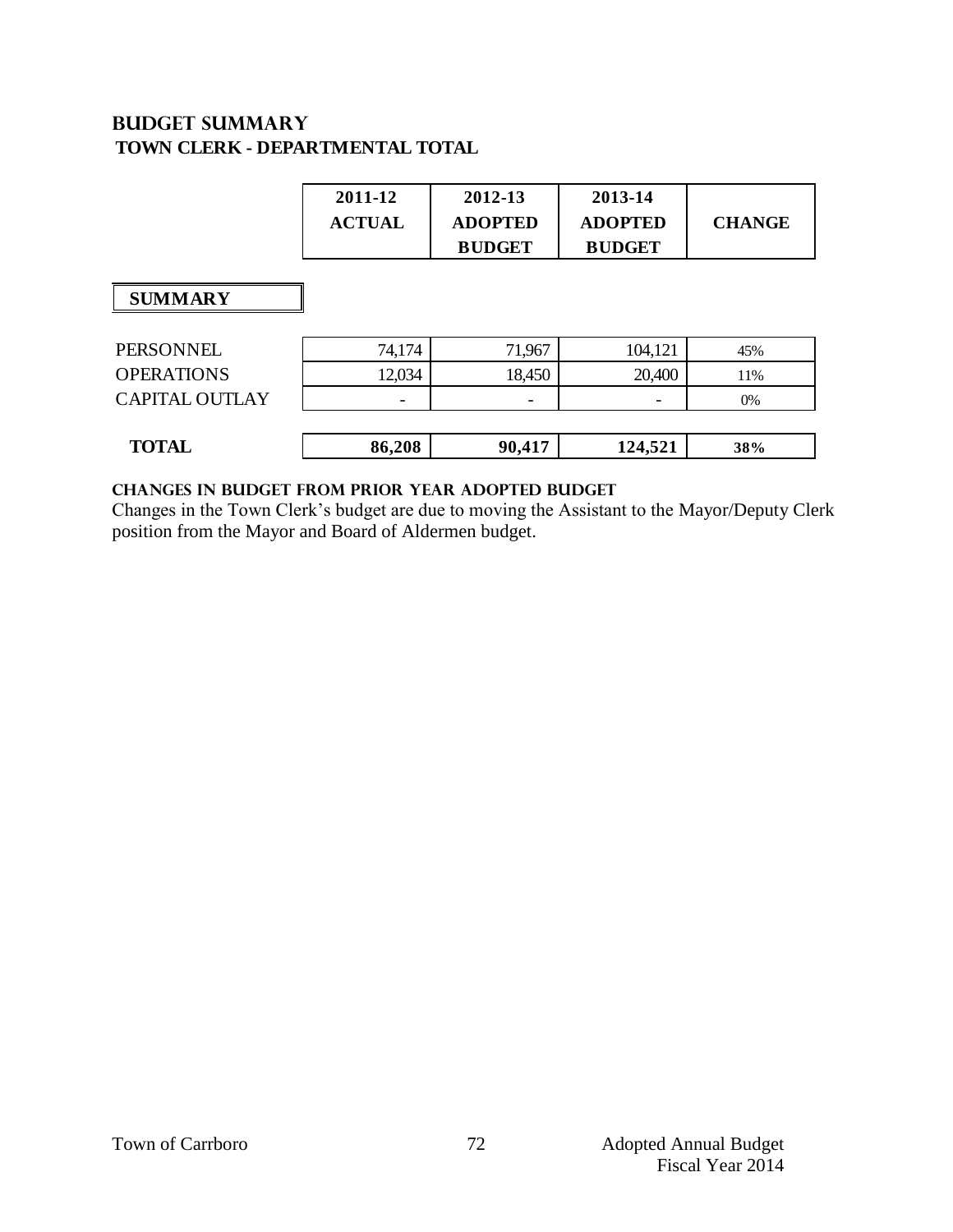## BUDGET SUMMARY

### TOWN CLERK - DEPARTMENTAL TOTAL

| | 2011-12 ACTUAL | 2012-13 ADOPTED BUDGET | 2013-14 ADOPTED BUDGET | CHANGE |
|---|---|---|---|---|
| **SUMMARY** | | | | |
| PERSONNEL | 74,174 | 71,967 | 104,121 | 45% |
| OPERATIONS | 12,034 | 18,450 | 20,400 | 11% |
| CAPITAL OUTLAY | - | - | - | 0% |
| **TOTAL** | **86,208** | **90,417** | **124,521** | **38%** |

#### CHANGES IN BUDGET FROM PRIOR YEAR ADOPTED BUDGET

Changes in the Town Clerk's budget are due to moving the Assistant to the Mayor/Deputy Clerk position from the Mayor and Board of Aldermen budget.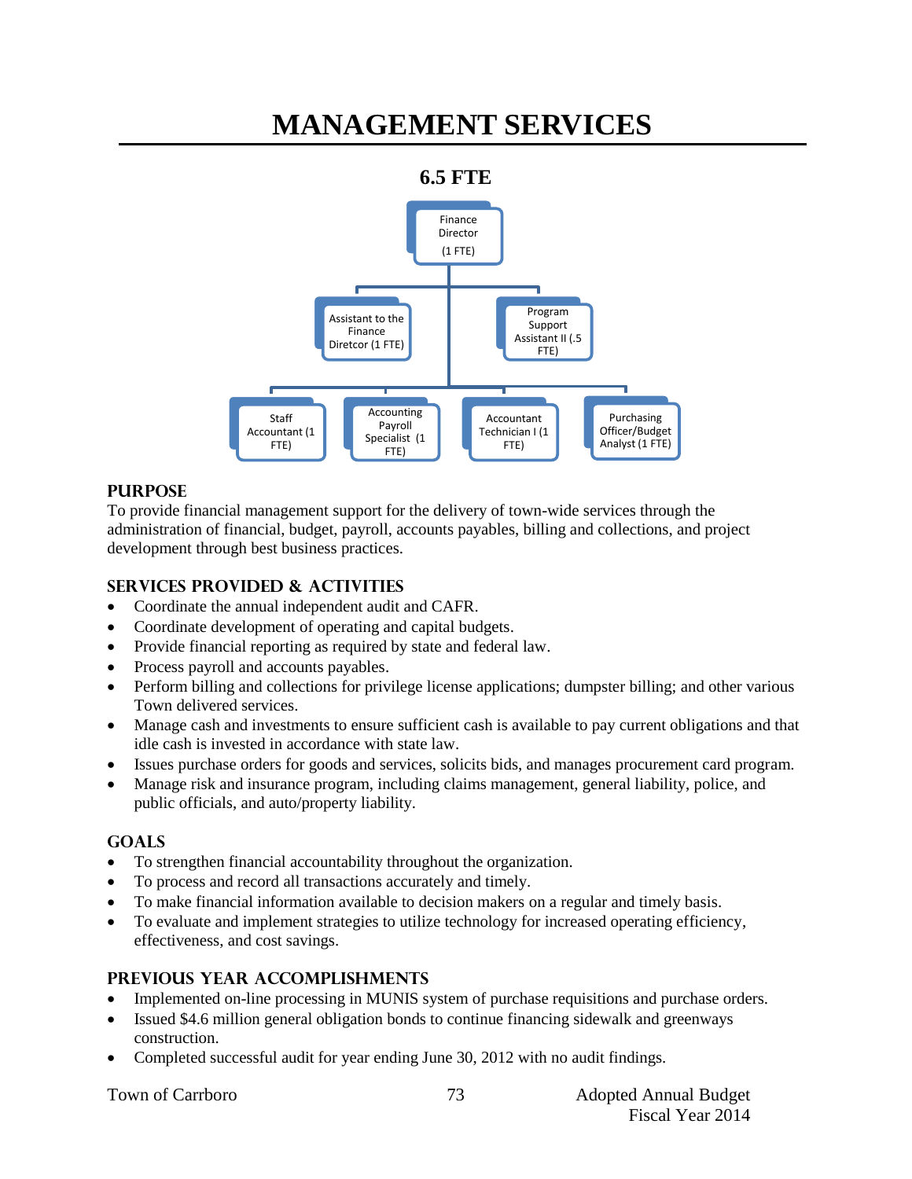# MANAGEMENT SERVICES

**6.5 FTE**

Finance Director (1 FTE)

Assistant to the Finance Diretcor (1 FTE)

Program Support Assistant II (.5 FTE)

Staff Accountant (1 FTE)

Accounting Payroll Specialist (1 FTE)

Accountant Technician I (1 FTE)

Purchasing Officer/Budget Analyst (1 FTE)

## PURPOSE

To provide financial management support for the delivery of town-wide services through the administration of financial, budget, payroll, accounts payables, billing and collections, and project development through best business practices.

## SERVICES PROVIDED & ACTIVITIES

- Coordinate the annual independent audit and CAFR.
- Coordinate development of operating and capital budgets.
- Provide financial reporting as required by state and federal law.
- Process payroll and accounts payables.
- Perform billing and collections for privilege license applications; dumpster billing; and other various Town delivered services.
- Manage cash and investments to ensure sufficient cash is available to pay current obligations and that idle cash is invested in accordance with state law.
- Issues purchase orders for goods and services, solicits bids, and manages procurement card program.
- Manage risk and insurance program, including claims management, general liability, police, and public officials, and auto/property liability.

## GOALS

- To strengthen financial accountability throughout the organization.
- To process and record all transactions accurately and timely.
- To make financial information available to decision makers on a regular and timely basis.
- To evaluate and implement strategies to utilize technology for increased operating efficiency, effectiveness, and cost savings.

## PREVIOUS YEAR ACCOMPLISHMENTS

- Implemented on-line processing in MUNIS system of purchase requisitions and purchase orders.
- Issued $4.6 million general obligation bonds to continue financing sidewalk and greenways construction.
- Completed successful audit for year ending June 30, 2012 with no audit findings.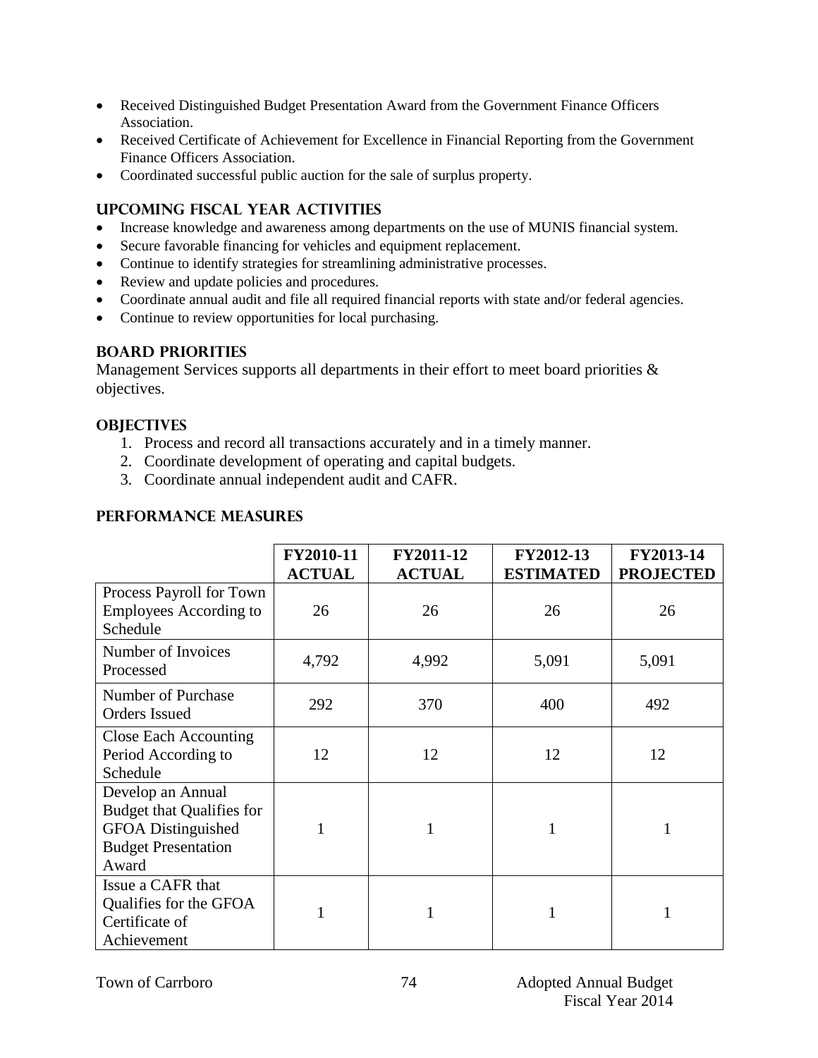- Received Distinguished Budget Presentation Award from the Government Finance Officers Association.
- Received Certificate of Achievement for Excellence in Financial Reporting from the Government Finance Officers Association.
- Coordinated successful public auction for the sale of surplus property.

## UPCOMING FISCAL YEAR ACTIVITIES

- Increase knowledge and awareness among departments on the use of MUNIS financial system.
- Secure favorable financing for vehicles and equipment replacement.
- Continue to identify strategies for streamlining administrative processes.
- Review and update policies and procedures.
- Coordinate annual audit and file all required financial reports with state and/or federal agencies.
- Continue to review opportunities for local purchasing.

## BOARD PRIORITIES

Management Services supports all departments in their effort to meet board priorities & objectives.

## OBJECTIVES

1. Process and record all transactions accurately and in a timely manner.
2. Coordinate development of operating and capital budgets.
3. Coordinate annual independent audit and CAFR.

## PERFORMANCE MEASURES

| | FY2010-11 ACTUAL | FY2011-12 ACTUAL | FY2012-13 ESTIMATED | FY2013-14 PROJECTED |
|---|---|---|---|---|
| Process Payroll for Town Employees According to Schedule | 26 | 26 | 26 | 26 |
| Number of Invoices Processed | 4,792 | 4,992 | 5,091 | 5,091 |
| Number of Purchase Orders Issued | 292 | 370 | 400 | 492 |
| Close Each Accounting Period According to Schedule | 12 | 12 | 12 | 12 |
| Develop an Annual Budget that Qualifies for GFOA Distinguished Budget Presentation Award | 1 | 1 | 1 | 1 |
| Issue a CAFR that Qualifies for the GFOA Certificate of Achievement | 1 | 1 | 1 | 1 |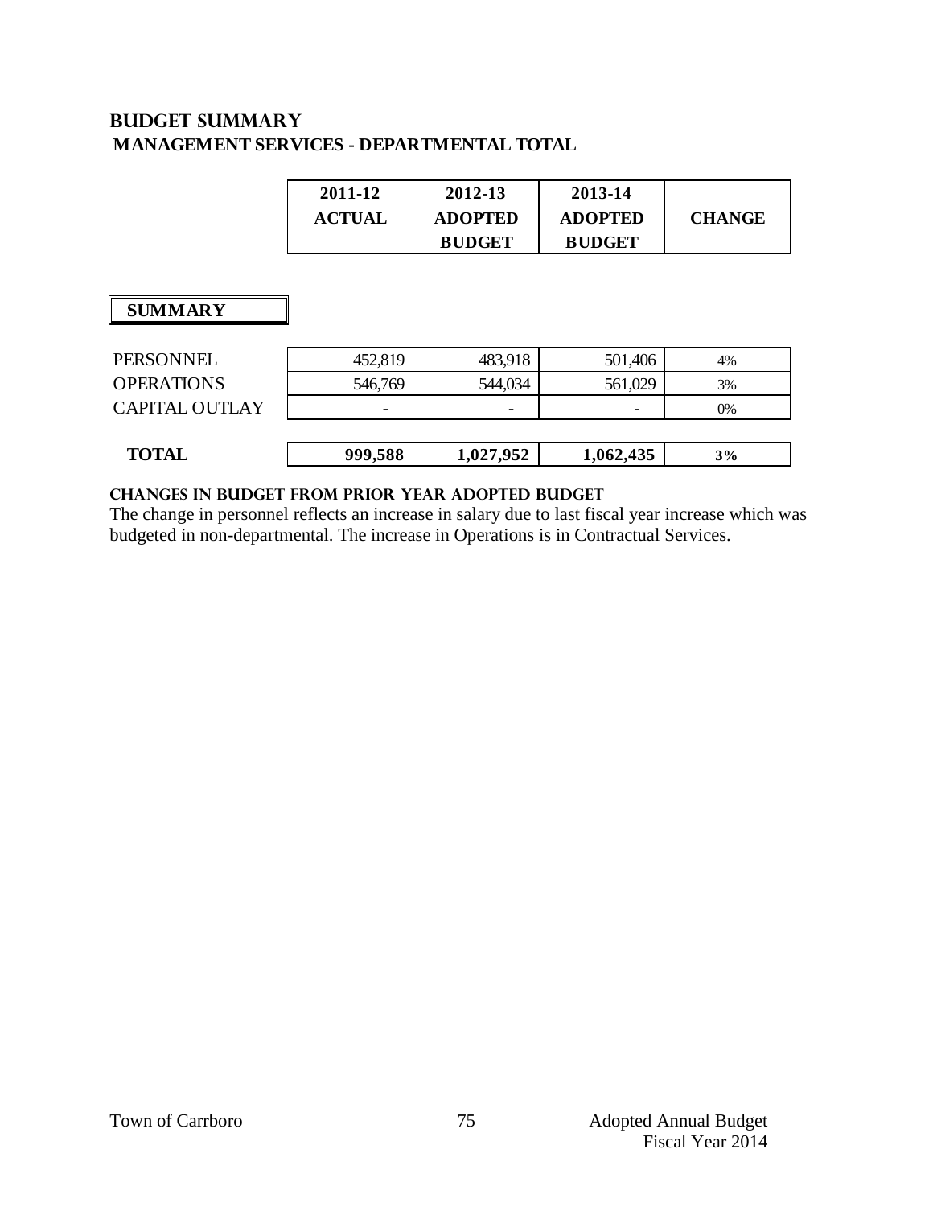## BUDGET SUMMARY
### MANAGEMENT SERVICES - DEPARTMENTAL TOTAL

| | 2011-12 ACTUAL | 2012-13 ADOPTED BUDGET | 2013-14 ADOPTED BUDGET | CHANGE |
|---|---|---|---|---|
| **SUMMARY** | | | | |
| PERSONNEL | 452,819 | 483,918 | 501,406 | 4% |
| OPERATIONS | 546,769 | 544,034 | 561,029 | 3% |
| CAPITAL OUTLAY | - | - | - | 0% |
| **TOTAL** | **999,588** | **1,027,952** | **1,062,435** | **3%** |

**CHANGES IN BUDGET FROM PRIOR YEAR ADOPTED BUDGET**

The change in personnel reflects an increase in salary due to last fiscal year increase which was budgeted in non-departmental. The increase in Operations is in Contractual Services.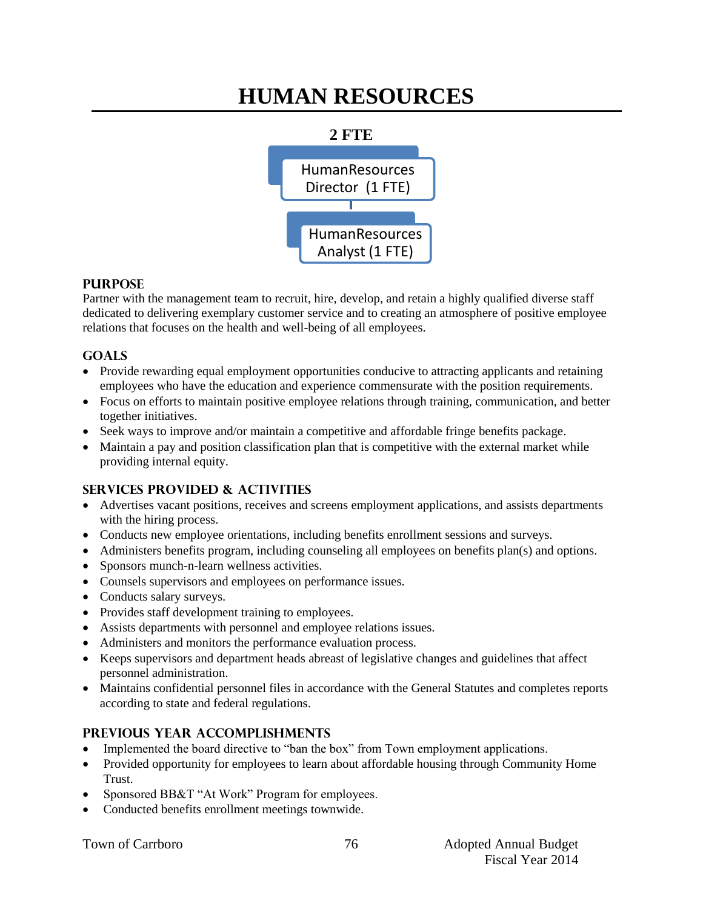# HUMAN RESOURCES

**2 FTE**

HumanResources Director (1 FTE)

HumanResources Analyst (1 FTE)

### PURPOSE

Partner with the management team to recruit, hire, develop, and retain a highly qualified diverse staff dedicated to delivering exemplary customer service and to creating an atmosphere of positive employee relations that focuses on the health and well-being of all employees.

### GOALS

- Provide rewarding equal employment opportunities conducive to attracting applicants and retaining employees who have the education and experience commensurate with the position requirements.
- Focus on efforts to maintain positive employee relations through training, communication, and better together initiatives.
- Seek ways to improve and/or maintain a competitive and affordable fringe benefits package.
- Maintain a pay and position classification plan that is competitive with the external market while providing internal equity.

### SERVICES PROVIDED & ACTIVITIES

- Advertises vacant positions, receives and screens employment applications, and assists departments with the hiring process.
- Conducts new employee orientations, including benefits enrollment sessions and surveys.
- Administers benefits program, including counseling all employees on benefits plan(s) and options.
- Sponsors munch-n-learn wellness activities.
- Counsels supervisors and employees on performance issues.
- Conducts salary surveys.
- Provides staff development training to employees.
- Assists departments with personnel and employee relations issues.
- Administers and monitors the performance evaluation process.
- Keeps supervisors and department heads abreast of legislative changes and guidelines that affect personnel administration.
- Maintains confidential personnel files in accordance with the General Statutes and completes reports according to state and federal regulations.

### PREVIOUS YEAR ACCOMPLISHMENTS

- Implemented the board directive to "ban the box" from Town employment applications.
- Provided opportunity for employees to learn about affordable housing through Community Home Trust.
- Sponsored BB&T "At Work" Program for employees.
- Conducted benefits enrollment meetings townwide.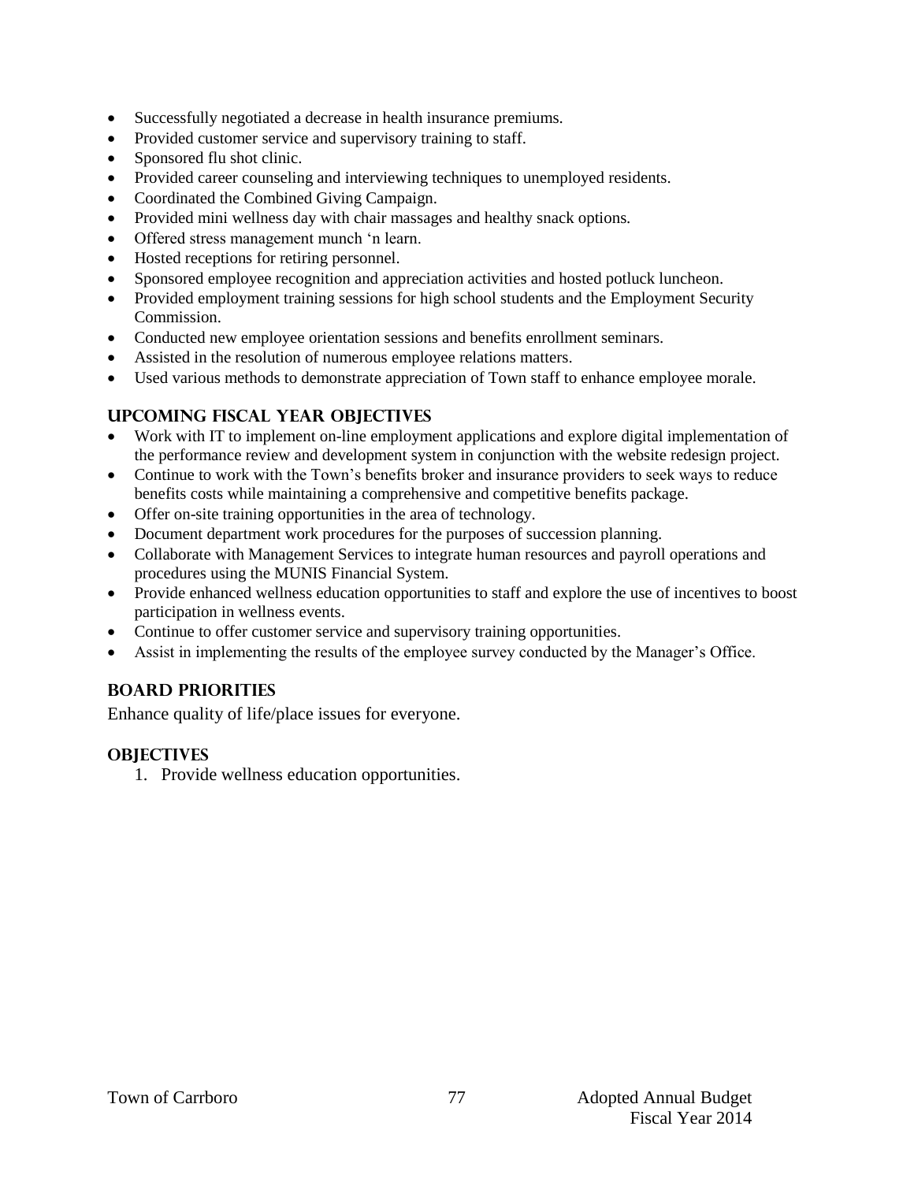- Successfully negotiated a decrease in health insurance premiums.
- Provided customer service and supervisory training to staff.
- Sponsored flu shot clinic.
- Provided career counseling and interviewing techniques to unemployed residents.
- Coordinated the Combined Giving Campaign.
- Provided mini wellness day with chair massages and healthy snack options.
- Offered stress management munch 'n learn.
- Hosted receptions for retiring personnel.
- Sponsored employee recognition and appreciation activities and hosted potluck luncheon.
- Provided employment training sessions for high school students and the Employment Security Commission.
- Conducted new employee orientation sessions and benefits enrollment seminars.
- Assisted in the resolution of numerous employee relations matters.
- Used various methods to demonstrate appreciation of Town staff to enhance employee morale.

## UPCOMING FISCAL YEAR OBJECTIVES

- Work with IT to implement on-line employment applications and explore digital implementation of the performance review and development system in conjunction with the website redesign project.
- Continue to work with the Town's benefits broker and insurance providers to seek ways to reduce benefits costs while maintaining a comprehensive and competitive benefits package.
- Offer on-site training opportunities in the area of technology.
- Document department work procedures for the purposes of succession planning.
- Collaborate with Management Services to integrate human resources and payroll operations and procedures using the MUNIS Financial System.
- Provide enhanced wellness education opportunities to staff and explore the use of incentives to boost participation in wellness events.
- Continue to offer customer service and supervisory training opportunities.
- Assist in implementing the results of the employee survey conducted by the Manager's Office.

## BOARD PRIORITIES

Enhance quality of life/place issues for everyone.

## OBJECTIVES

1. Provide wellness education opportunities.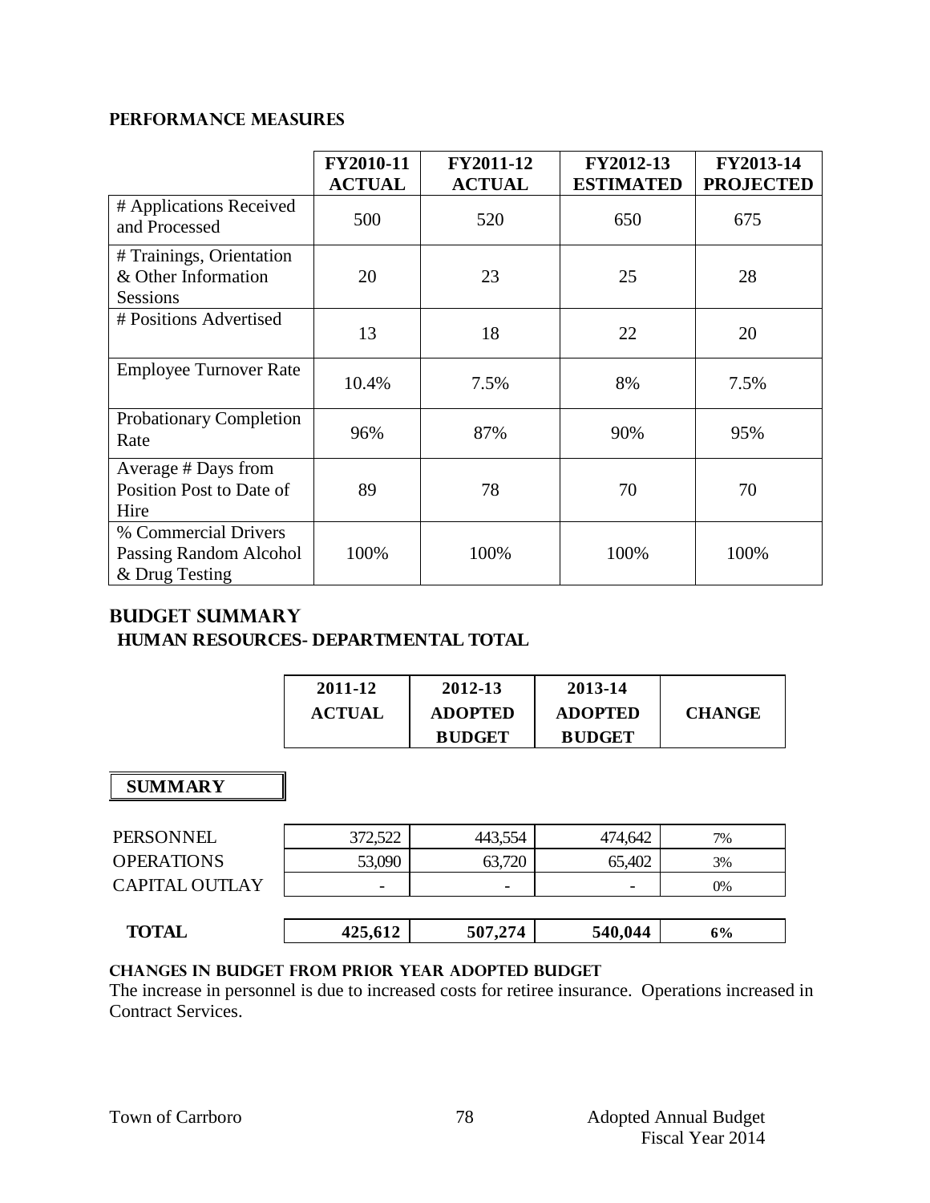## PERFORMANCE MEASURES

| | FY2010-11 ACTUAL | FY2011-12 ACTUAL | FY2012-13 ESTIMATED | FY2013-14 PROJECTED |
|---|---|---|---|---|
| # Applications Received and Processed | 500 | 520 | 650 | 675 |
| # Trainings, Orientation & Other Information Sessions | 20 | 23 | 25 | 28 |
| # Positions Advertised | 13 | 18 | 22 | 20 |
| Employee Turnover Rate | 10.4% | 7.5% | 8% | 7.5% |
| Probationary Completion Rate | 96% | 87% | 90% | 95% |
| Average # Days from Position Post to Date of Hire | 89 | 78 | 70 | 70 |
| % Commercial Drivers Passing Random Alcohol & Drug Testing | 100% | 100% | 100% | 100% |

## BUDGET SUMMARY

### HUMAN RESOURCES- DEPARTMENTAL TOTAL

| SUMMARY | 2011-12 ACTUAL | 2012-13 ADOPTED BUDGET | 2013-14 ADOPTED BUDGET | CHANGE |
|---|---|---|---|---|
| PERSONNEL | 372,522 | 443,554 | 474,642 | 7% |
| OPERATIONS | 53,090 | 63,720 | 65,402 | 3% |
| CAPITAL OUTLAY | - | - | - | 0% |
| **TOTAL** | **425,612** | **507,274** | **540,044** | **6%** |

### CHANGES IN BUDGET FROM PRIOR YEAR ADOPTED BUDGET

The increase in personnel is due to increased costs for retiree insurance. Operations increased in Contract Services.